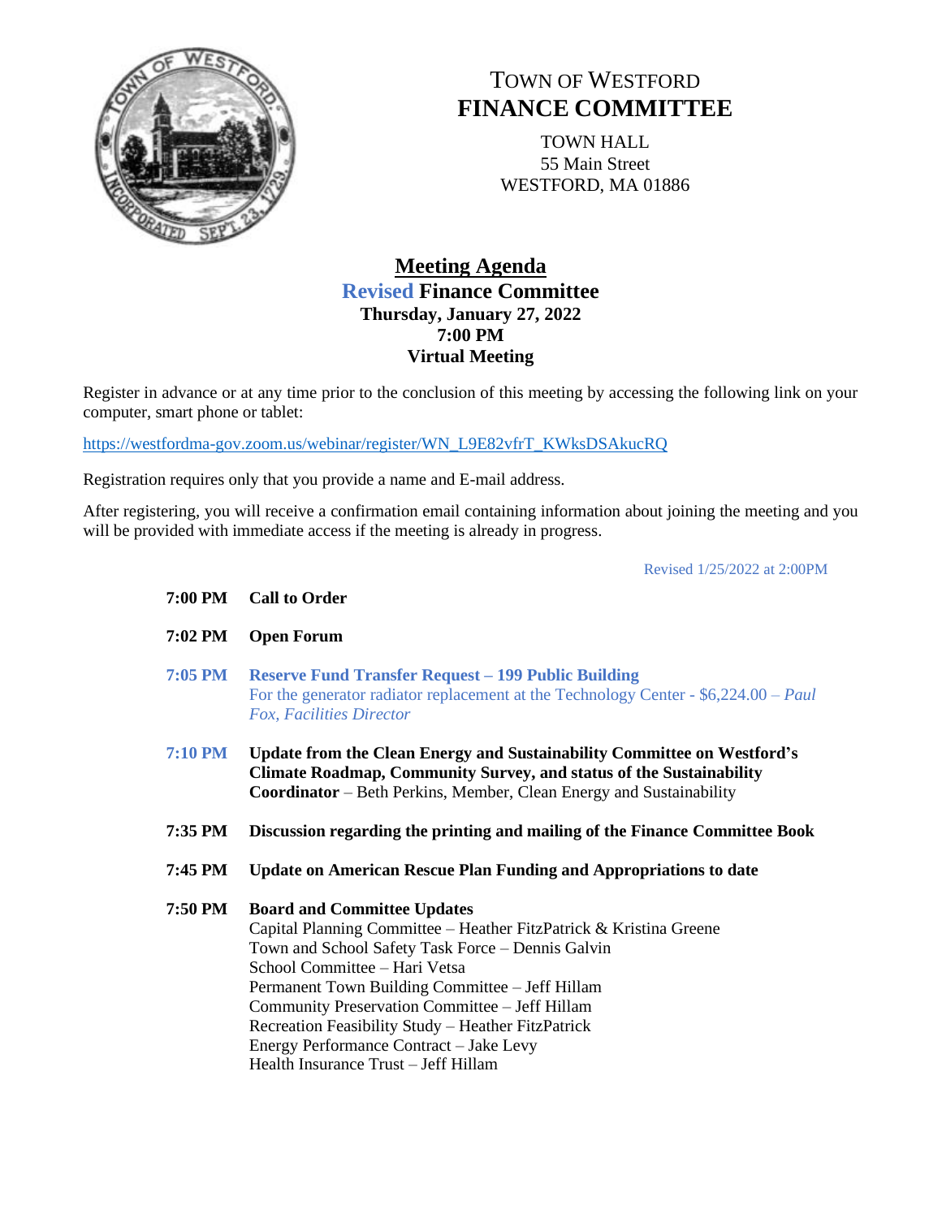# TOWN OF WESTFORD
# FINANCE COMMITTEE

TOWN HALL
55 Main Street
WESTFORD, MA 01886

## Meeting Agenda
## Revised Finance Committee
**Thursday, January 27, 2022**
**7:00 PM**
**Virtual Meeting**

Register in advance or at any time prior to the conclusion of this meeting by accessing the following link on your computer, smart phone or tablet:

https://westfordma-gov.zoom.us/webinar/register/WN_L9E82vfrT_KWksDSAkucRQ

Registration requires only that you provide a name and E-mail address.

After registering, you will receive a confirmation email containing information about joining the meeting and you will be provided with immediate access if the meeting is already in progress.

Revised 1/25/2022 at 2:00PM

**7:00 PM** **Call to Order**

**7:02 PM** **Open Forum**

**7:05 PM** **Reserve Fund Transfer Request – 199 Public Building**
For the generator radiator replacement at the Technology Center - $6,224.00 – *Paul Fox, Facilities Director*

**7:10 PM** **Update from the Clean Energy and Sustainability Committee on Westford's Climate Roadmap, Community Survey, and status of the Sustainability Coordinator** – Beth Perkins, Member, Clean Energy and Sustainability

**7:35 PM** **Discussion regarding the printing and mailing of the Finance Committee Book**

**7:45 PM** **Update on American Rescue Plan Funding and Appropriations to date**

**7:50 PM** **Board and Committee Updates**
Capital Planning Committee – Heather FitzPatrick & Kristina Greene
Town and School Safety Task Force – Dennis Galvin
School Committee – Hari Vetsa
Permanent Town Building Committee – Jeff Hillam
Community Preservation Committee – Jeff Hillam
Recreation Feasibility Study – Heather FitzPatrick
Energy Performance Contract – Jake Levy
Health Insurance Trust – Jeff Hillam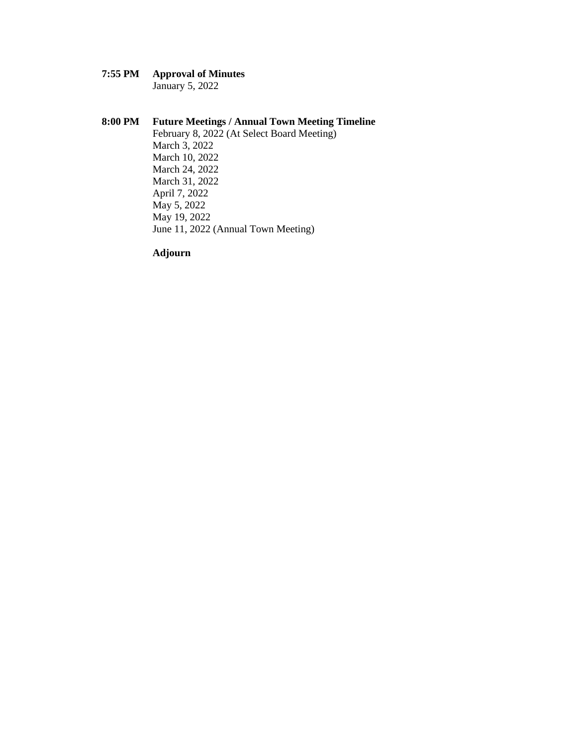**7:55 PM Approval of Minutes**
January 5, 2022

**8:00 PM Future Meetings / Annual Town Meeting Timeline**
February 8, 2022 (At Select Board Meeting)
March 3, 2022
March 10, 2022
March 24, 2022
March 31, 2022
April 7, 2022
May 5, 2022
May 19, 2022
June 11, 2022 (Annual Town Meeting)

**Adjourn**